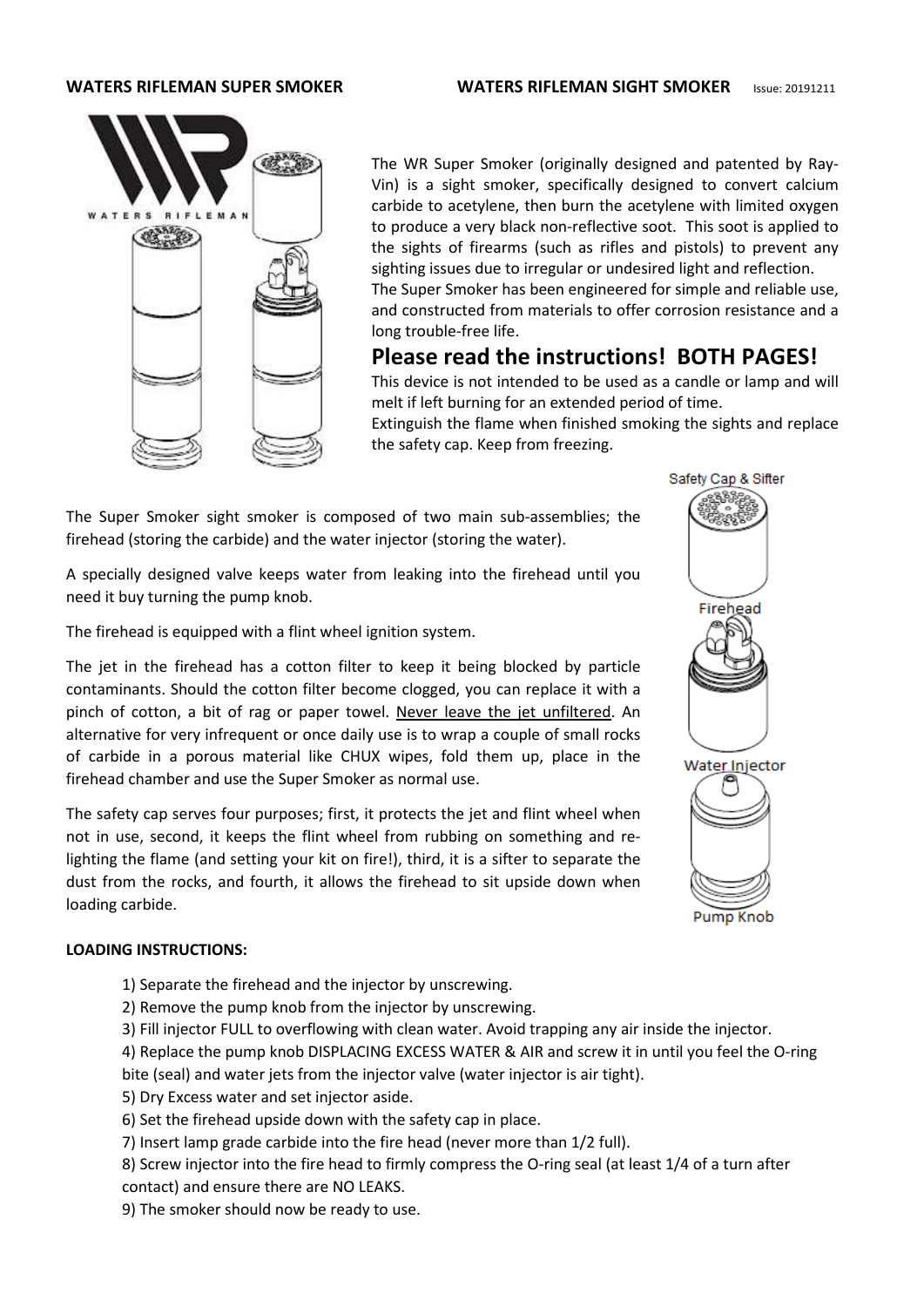**WATERS RIFLEMAN SUPER SMOKER** **WATERS RIFLEMAN SIGHT SMOKER** Issue: 20191211

The WR Super Smoker (originally designed and patented by Ray-Vin) is a sight smoker, specifically designed to convert calcium carbide to acetylene, then burn the acetylene with limited oxygen to produce a very black non-reflective soot. This soot is applied to the sights of firearms (such as rifles and pistols) to prevent any sighting issues due to irregular or undesired light and reflection.
The Super Smoker has been engineered for simple and reliable use, and constructed from materials to offer corrosion resistance and a long trouble-free life.

## Please read the instructions! BOTH PAGES!

This device is not intended to be used as a candle or lamp and will melt if left burning for an extended period of time.
Extinguish the flame when finished smoking the sights and replace the safety cap. Keep from freezing.

The Super Smoker sight smoker is composed of two main sub-assemblies; the firehead (storing the carbide) and the water injector (storing the water).

A specially designed valve keeps water from leaking into the firehead until you need it buy turning the pump knob.

The firehead is equipped with a flint wheel ignition system.

The jet in the firehead has a cotton filter to keep it being blocked by particle contaminants. Should the cotton filter become clogged, you can replace it with a pinch of cotton, a bit of rag or paper towel. Never leave the jet unfiltered. An alternative for very infrequent or once daily use is to wrap a couple of small rocks of carbide in a porous material like CHUX wipes, fold them up, place in the firehead chamber and use the Super Smoker as normal use.

The safety cap serves four purposes; first, it protects the jet and flint wheel when not in use, second, it keeps the flint wheel from rubbing on something and re-lighting the flame (and setting your kit on fire!), third, it is a sifter to separate the dust from the rocks, and fourth, it allows the firehead to sit upside down when loading carbide.

Safety Cap & Sifter

Firehead

Water Injector

Pump Knob

**LOADING INSTRUCTIONS:**

1) Separate the firehead and the injector by unscrewing.
2) Remove the pump knob from the injector by unscrewing.
3) Fill injector FULL to overflowing with clean water. Avoid trapping any air inside the injector.
4) Replace the pump knob DISPLACING EXCESS WATER & AIR and screw it in until you feel the O-ring bite (seal) and water jets from the injector valve (water injector is air tight).
5) Dry Excess water and set injector aside.
6) Set the firehead upside down with the safety cap in place.
7) Insert lamp grade carbide into the fire head (never more than 1/2 full).
8) Screw injector into the fire head to firmly compress the O-ring seal (at least 1/4 of a turn after contact) and ensure there are NO LEAKS.
9) The smoker should now be ready to use.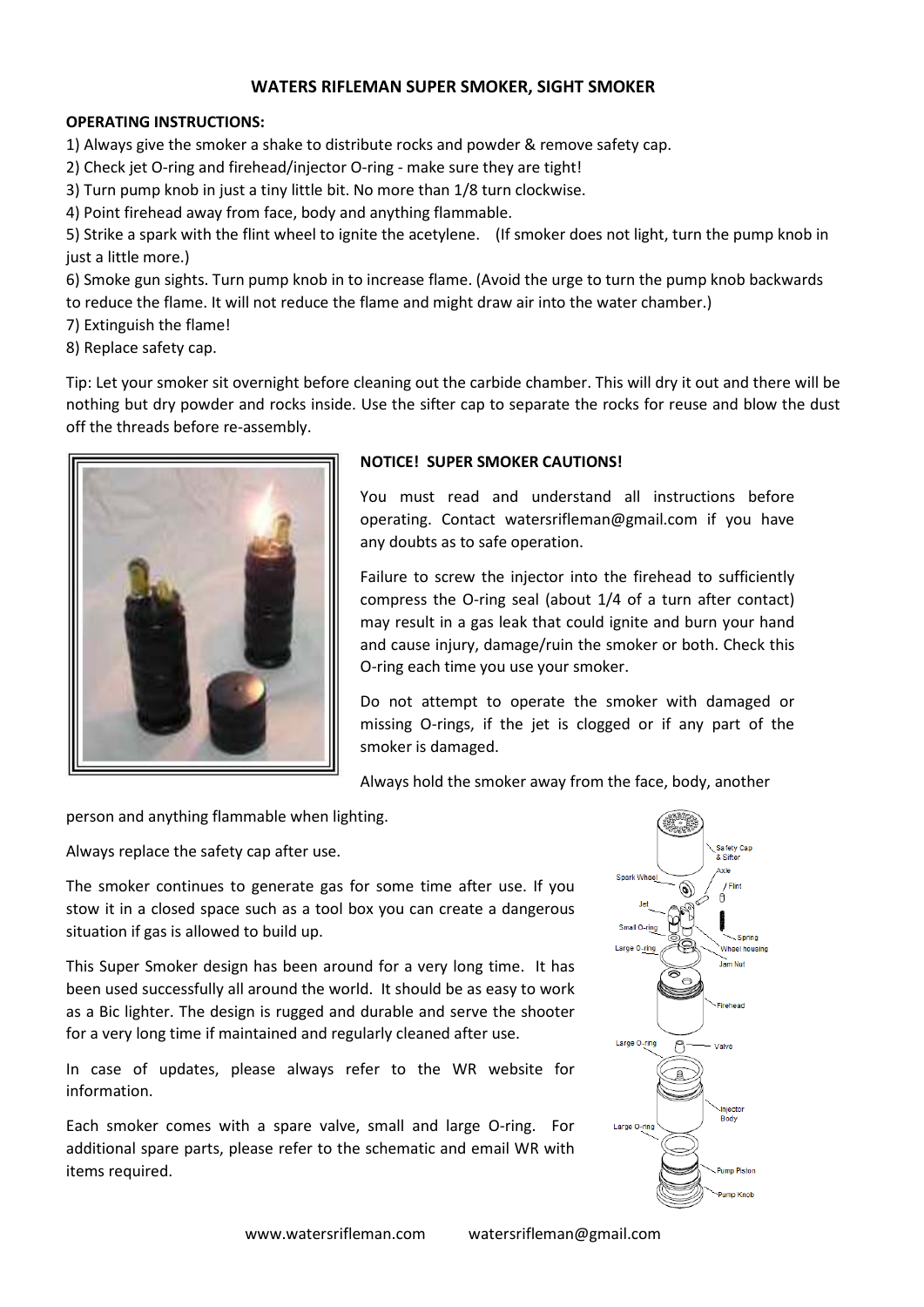# WATERS RIFLEMAN SUPER SMOKER, SIGHT SMOKER

**OPERATING INSTRUCTIONS:**

1) Always give the smoker a shake to distribute rocks and powder & remove safety cap.
2) Check jet O-ring and firehead/injector O-ring - make sure they are tight!
3) Turn pump knob in just a tiny little bit. No more than 1/8 turn clockwise.
4) Point firehead away from face, body and anything flammable.
5) Strike a spark with the flint wheel to ignite the acetylene. (If smoker does not light, turn the pump knob in just a little more.)
6) Smoke gun sights. Turn pump knob in to increase flame. (Avoid the urge to turn the pump knob backwards to reduce the flame. It will not reduce the flame and might draw air into the water chamber.)
7) Extinguish the flame!
8) Replace safety cap.

Tip: Let your smoker sit overnight before cleaning out the carbide chamber. This will dry it out and there will be nothing but dry powder and rocks inside. Use the sifter cap to separate the rocks for reuse and blow the dust off the threads before re-assembly.

**NOTICE! SUPER SMOKER CAUTIONS!**

You must read and understand all instructions before operating. Contact watersrifleman@gmail.com if you have any doubts as to safe operation.

Failure to screw the injector into the firehead to sufficiently compress the O-ring seal (about 1/4 of a turn after contact) may result in a gas leak that could ignite and burn your hand and cause injury, damage/ruin the smoker or both. Check this O-ring each time you use your smoker.

Do not attempt to operate the smoker with damaged or missing O-rings, if the jet is clogged or if any part of the smoker is damaged.

Always hold the smoker away from the face, body, another person and anything flammable when lighting.

Always replace the safety cap after use.

The smoker continues to generate gas for some time after use. If you stow it in a closed space such as a tool box you can create a dangerous situation if gas is allowed to build up.

This Super Smoker design has been around for a very long time. It has been used successfully all around the world. It should be as easy to work as a Bic lighter. The design is rugged and durable and serve the shooter for a very long time if maintained and regularly cleaned after use.

In case of updates, please always refer to the WR website for information.

Each smoker comes with a spare valve, small and large O-ring. For additional spare parts, please refer to the schematic and email WR with items required.

Safety Cap & Sifter
Axle
Spark Wheel
Flint
Jet
Small O-ring
Spring
Large O-ring
Wheel housing
Jam Nut
Firehead
Large O-ring
Valve
Injector Body
Large O-ring
Pump Piston
Pump Knob

www.watersrifleman.com watersrifleman@gmail.com